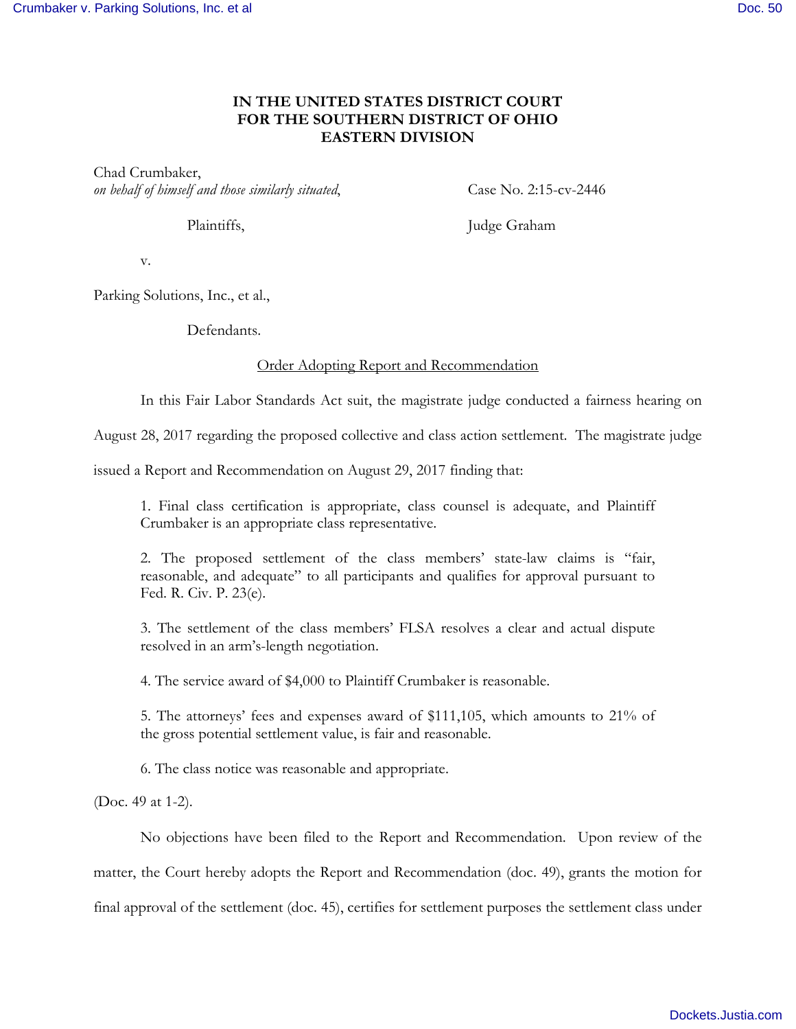# IN THE UNITED STATES DISTRICT COURT FOR THE SOUTHERN DISTRICT OF OHIO EASTERN DIVISION

Chad Crumbaker,
*on behalf of himself and those similarly situated*,

Plaintiffs,

v.

Parking Solutions, Inc., et al.,

Defendants.

Case No. 2:15-cv-2446

Judge Graham

Order Adopting Report and Recommendation

In this Fair Labor Standards Act suit, the magistrate judge conducted a fairness hearing on August 28, 2017 regarding the proposed collective and class action settlement. The magistrate judge issued a Report and Recommendation on August 29, 2017 finding that:

> 1. Final class certification is appropriate, class counsel is adequate, and Plaintiff Crumbaker is an appropriate class representative.
>
> 2. The proposed settlement of the class members' state-law claims is "fair, reasonable, and adequate" to all participants and qualifies for approval pursuant to Fed. R. Civ. P. 23(e).
>
> 3. The settlement of the class members' FLSA resolves a clear and actual dispute resolved in an arm's-length negotiation.
>
> 4. The service award of $4,000 to Plaintiff Crumbaker is reasonable.
>
> 5. The attorneys' fees and expenses award of $111,105, which amounts to 21% of the gross potential settlement value, is fair and reasonable.
>
> 6. The class notice was reasonable and appropriate.

(Doc. 49 at 1-2).

No objections have been filed to the Report and Recommendation. Upon review of the matter, the Court hereby adopts the Report and Recommendation (doc. 49), grants the motion for final approval of the settlement (doc. 45), certifies for settlement purposes the settlement class under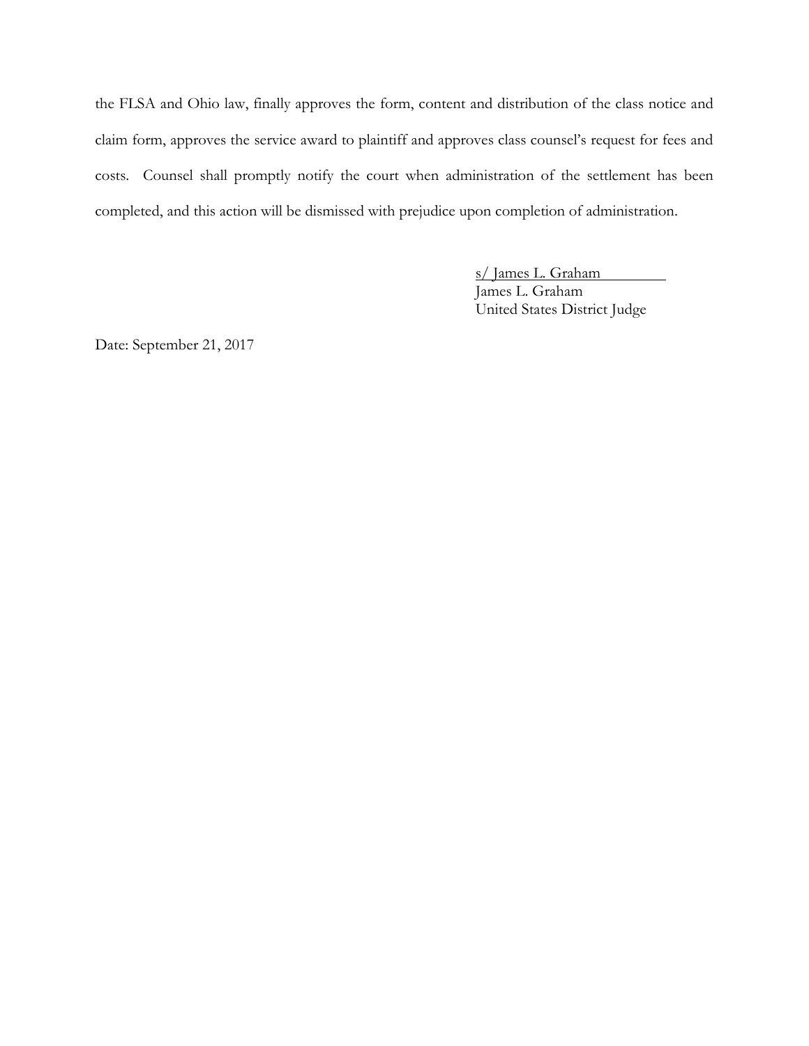the FLSA and Ohio law, finally approves the form, content and distribution of the class notice and claim form, approves the service award to plaintiff and approves class counsel's request for fees and costs. Counsel shall promptly notify the court when administration of the settlement has been completed, and this action will be dismissed with prejudice upon completion of administration.

s/ James L. Graham
James L. Graham
United States District Judge

Date: September 21, 2017